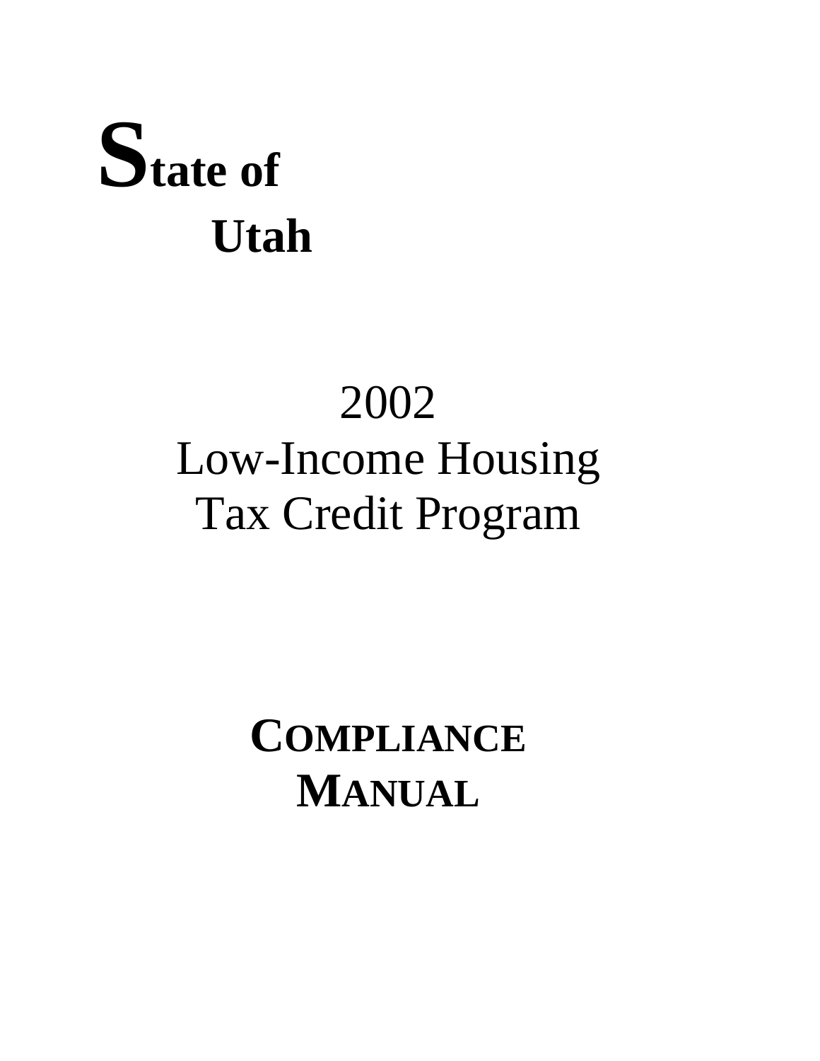# State of Utah

## 2002 Low-Income Housing Tax Credit Program

# COMPLIANCE MANUAL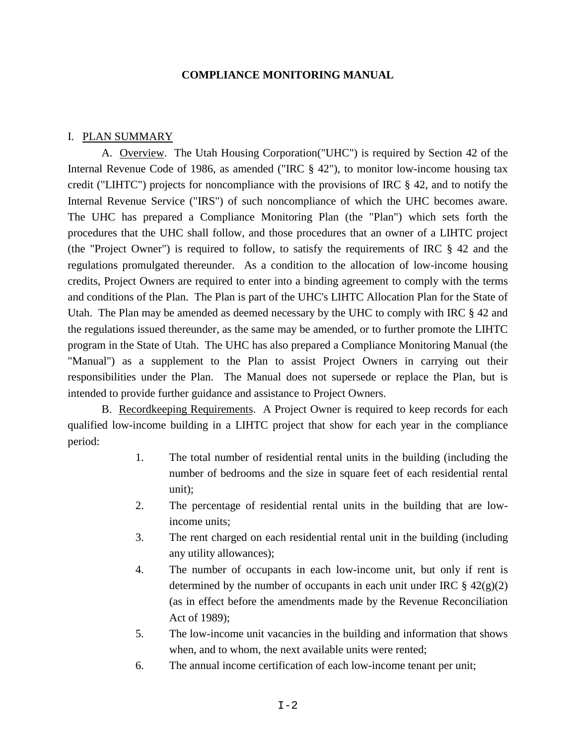# COMPLIANCE MONITORING MANUAL

## I. PLAN SUMMARY

A. Overview. The Utah Housing Corporation("UHC") is required by Section 42 of the Internal Revenue Code of 1986, as amended ("IRC § 42"), to monitor low-income housing tax credit ("LIHTC") projects for noncompliance with the provisions of IRC § 42, and to notify the Internal Revenue Service ("IRS") of such noncompliance of which the UHC becomes aware. The UHC has prepared a Compliance Monitoring Plan (the "Plan") which sets forth the procedures that the UHC shall follow, and those procedures that an owner of a LIHTC project (the "Project Owner") is required to follow, to satisfy the requirements of IRC § 42 and the regulations promulgated thereunder. As a condition to the allocation of low-income housing credits, Project Owners are required to enter into a binding agreement to comply with the terms and conditions of the Plan. The Plan is part of the UHC's LIHTC Allocation Plan for the State of Utah. The Plan may be amended as deemed necessary by the UHC to comply with IRC § 42 and the regulations issued thereunder, as the same may be amended, or to further promote the LIHTC program in the State of Utah. The UHC has also prepared a Compliance Monitoring Manual (the "Manual") as a supplement to the Plan to assist Project Owners in carrying out their responsibilities under the Plan. The Manual does not supersede or replace the Plan, but is intended to provide further guidance and assistance to Project Owners.

B. Recordkeeping Requirements. A Project Owner is required to keep records for each qualified low-income building in a LIHTC project that show for each year in the compliance period:

1. The total number of residential rental units in the building (including the number of bedrooms and the size in square feet of each residential rental unit);
2. The percentage of residential rental units in the building that are low-income units;
3. The rent charged on each residential rental unit in the building (including any utility allowances);
4. The number of occupants in each low-income unit, but only if rent is determined by the number of occupants in each unit under IRC § 42(g)(2) (as in effect before the amendments made by the Revenue Reconciliation Act of 1989);
5. The low-income unit vacancies in the building and information that shows when, and to whom, the next available units were rented;
6. The annual income certification of each low-income tenant per unit;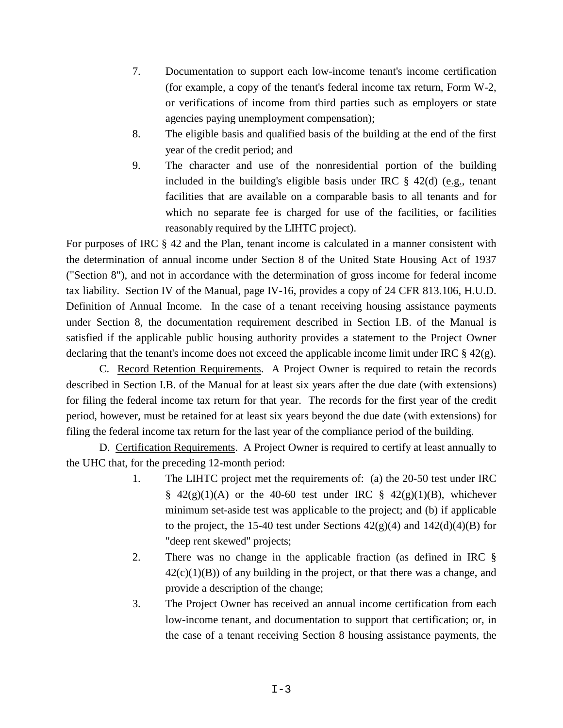7. Documentation to support each low-income tenant's income certification (for example, a copy of the tenant's federal income tax return, Form W-2, or verifications of income from third parties such as employers or state agencies paying unemployment compensation);
8. The eligible basis and qualified basis of the building at the end of the first year of the credit period; and
9. The character and use of the nonresidential portion of the building included in the building's eligible basis under IRC § 42(d) (e.g., tenant facilities that are available on a comparable basis to all tenants and for which no separate fee is charged for use of the facilities, or facilities reasonably required by the LIHTC project).

For purposes of IRC § 42 and the Plan, tenant income is calculated in a manner consistent with the determination of annual income under Section 8 of the United State Housing Act of 1937 ("Section 8"), and not in accordance with the determination of gross income for federal income tax liability. Section IV of the Manual, page IV-16, provides a copy of 24 CFR 813.106, H.U.D. Definition of Annual Income. In the case of a tenant receiving housing assistance payments under Section 8, the documentation requirement described in Section I.B. of the Manual is satisfied if the applicable public housing authority provides a statement to the Project Owner declaring that the tenant's income does not exceed the applicable income limit under IRC § 42(g).

C. Record Retention Requirements. A Project Owner is required to retain the records described in Section I.B. of the Manual for at least six years after the due date (with extensions) for filing the federal income tax return for that year. The records for the first year of the credit period, however, must be retained for at least six years beyond the due date (with extensions) for filing the federal income tax return for the last year of the compliance period of the building.

D. Certification Requirements. A Project Owner is required to certify at least annually to the UHC that, for the preceding 12-month period:

1. The LIHTC project met the requirements of: (a) the 20-50 test under IRC § 42(g)(1)(A) or the 40-60 test under IRC § 42(g)(1)(B), whichever minimum set-aside test was applicable to the project; and (b) if applicable to the project, the 15-40 test under Sections 42(g)(4) and 142(d)(4)(B) for "deep rent skewed" projects;
2. There was no change in the applicable fraction (as defined in IRC § 42(c)(1)(B)) of any building in the project, or that there was a change, and provide a description of the change;
3. The Project Owner has received an annual income certification from each low-income tenant, and documentation to support that certification; or, in the case of a tenant receiving Section 8 housing assistance payments, the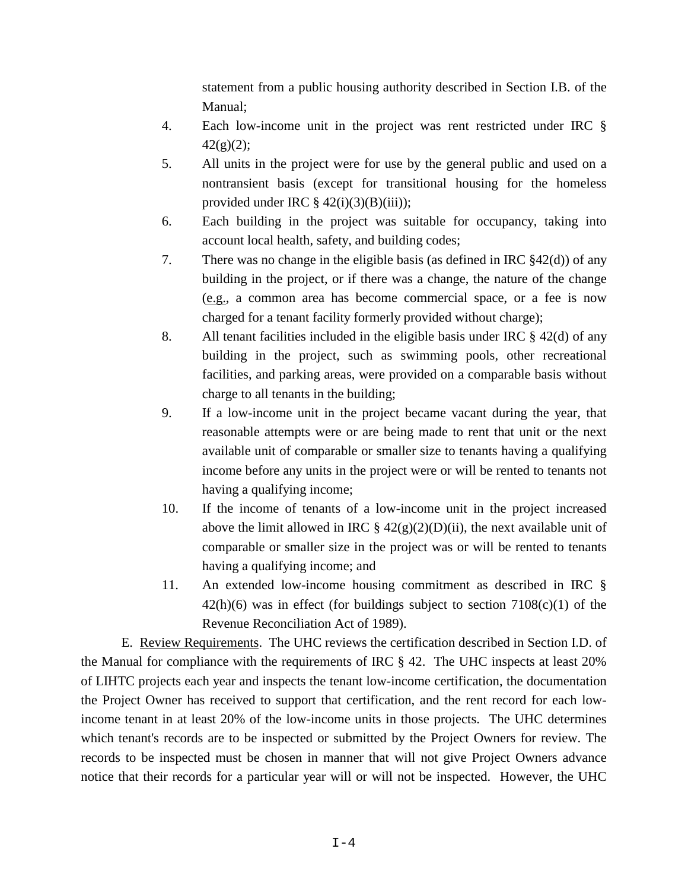statement from a public housing authority described in Section I.B. of the Manual;

4. Each low-income unit in the project was rent restricted under IRC § 42(g)(2);
5. All units in the project were for use by the general public and used on a nontransient basis (except for transitional housing for the homeless provided under IRC § 42(i)(3)(B)(iii));
6. Each building in the project was suitable for occupancy, taking into account local health, safety, and building codes;
7. There was no change in the eligible basis (as defined in IRC §42(d)) of any building in the project, or if there was a change, the nature of the change (e.g., a common area has become commercial space, or a fee is now charged for a tenant facility formerly provided without charge);
8. All tenant facilities included in the eligible basis under IRC § 42(d) of any building in the project, such as swimming pools, other recreational facilities, and parking areas, were provided on a comparable basis without charge to all tenants in the building;
9. If a low-income unit in the project became vacant during the year, that reasonable attempts were or are being made to rent that unit or the next available unit of comparable or smaller size to tenants having a qualifying income before any units in the project were or will be rented to tenants not having a qualifying income;
10. If the income of tenants of a low-income unit in the project increased above the limit allowed in IRC § 42(g)(2)(D)(ii), the next available unit of comparable or smaller size in the project was or will be rented to tenants having a qualifying income; and
11. An extended low-income housing commitment as described in IRC § 42(h)(6) was in effect (for buildings subject to section 7108(c)(1) of the Revenue Reconciliation Act of 1989).

E. Review Requirements. The UHC reviews the certification described in Section I.D. of the Manual for compliance with the requirements of IRC § 42. The UHC inspects at least 20% of LIHTC projects each year and inspects the tenant low-income certification, the documentation the Project Owner has received to support that certification, and the rent record for each low-income tenant in at least 20% of the low-income units in those projects. The UHC determines which tenant's records are to be inspected or submitted by the Project Owners for review. The records to be inspected must be chosen in manner that will not give Project Owners advance notice that their records for a particular year will or will not be inspected. However, the UHC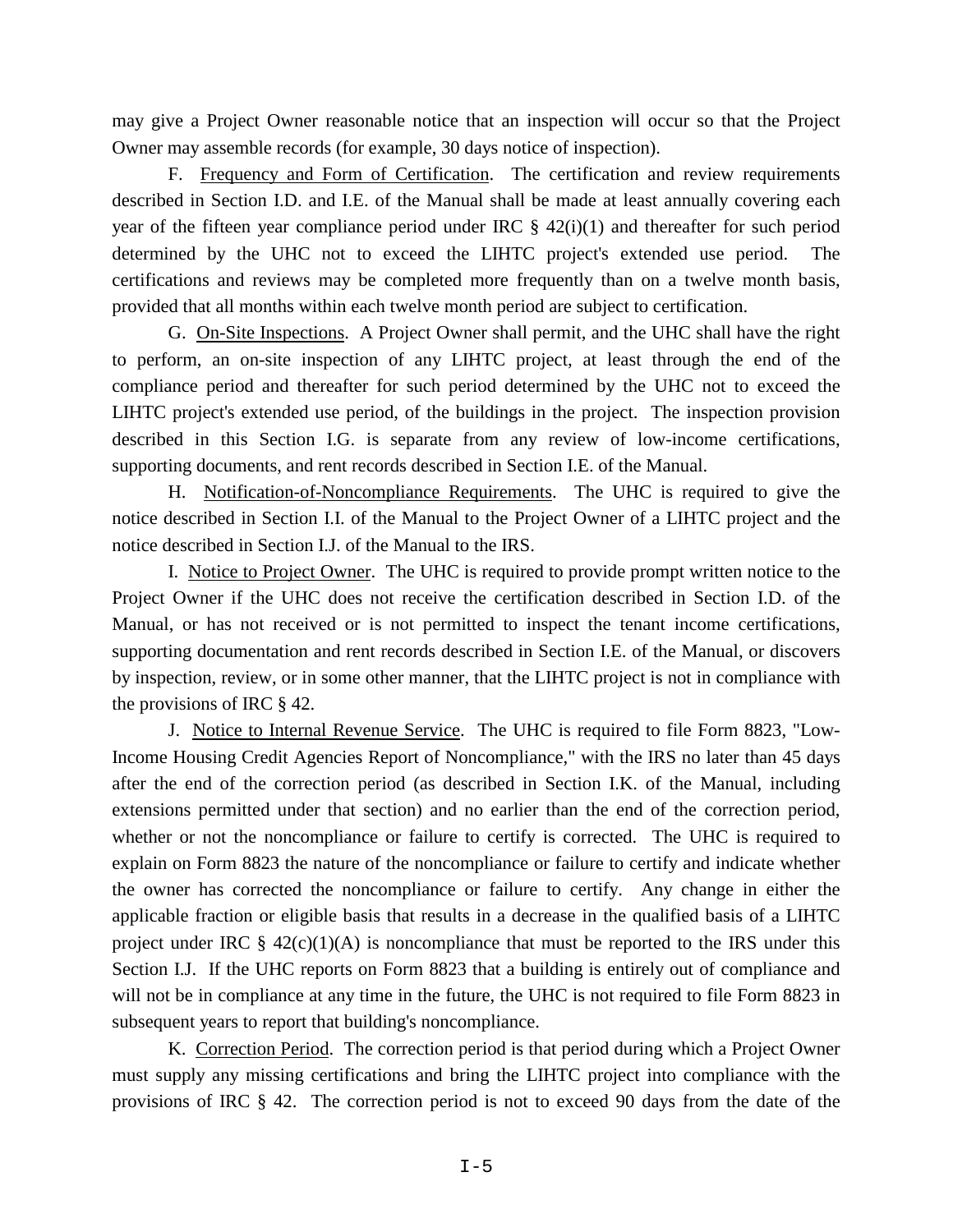may give a Project Owner reasonable notice that an inspection will occur so that the Project Owner may assemble records (for example, 30 days notice of inspection).

F. Frequency and Form of Certification. The certification and review requirements described in Section I.D. and I.E. of the Manual shall be made at least annually covering each year of the fifteen year compliance period under IRC § 42(i)(1) and thereafter for such period determined by the UHC not to exceed the LIHTC project's extended use period. The certifications and reviews may be completed more frequently than on a twelve month basis, provided that all months within each twelve month period are subject to certification.

G. On-Site Inspections. A Project Owner shall permit, and the UHC shall have the right to perform, an on-site inspection of any LIHTC project, at least through the end of the compliance period and thereafter for such period determined by the UHC not to exceed the LIHTC project's extended use period, of the buildings in the project. The inspection provision described in this Section I.G. is separate from any review of low-income certifications, supporting documents, and rent records described in Section I.E. of the Manual.

H. Notification-of-Noncompliance Requirements. The UHC is required to give the notice described in Section I.I. of the Manual to the Project Owner of a LIHTC project and the notice described in Section I.J. of the Manual to the IRS.

I. Notice to Project Owner. The UHC is required to provide prompt written notice to the Project Owner if the UHC does not receive the certification described in Section I.D. of the Manual, or has not received or is not permitted to inspect the tenant income certifications, supporting documentation and rent records described in Section I.E. of the Manual, or discovers by inspection, review, or in some other manner, that the LIHTC project is not in compliance with the provisions of IRC § 42.

J. Notice to Internal Revenue Service. The UHC is required to file Form 8823, "Low-Income Housing Credit Agencies Report of Noncompliance," with the IRS no later than 45 days after the end of the correction period (as described in Section I.K. of the Manual, including extensions permitted under that section) and no earlier than the end of the correction period, whether or not the noncompliance or failure to certify is corrected. The UHC is required to explain on Form 8823 the nature of the noncompliance or failure to certify and indicate whether the owner has corrected the noncompliance or failure to certify. Any change in either the applicable fraction or eligible basis that results in a decrease in the qualified basis of a LIHTC project under IRC § 42(c)(1)(A) is noncompliance that must be reported to the IRS under this Section I.J. If the UHC reports on Form 8823 that a building is entirely out of compliance and will not be in compliance at any time in the future, the UHC is not required to file Form 8823 in subsequent years to report that building's noncompliance.

K. Correction Period. The correction period is that period during which a Project Owner must supply any missing certifications and bring the LIHTC project into compliance with the provisions of IRC § 42. The correction period is not to exceed 90 days from the date of the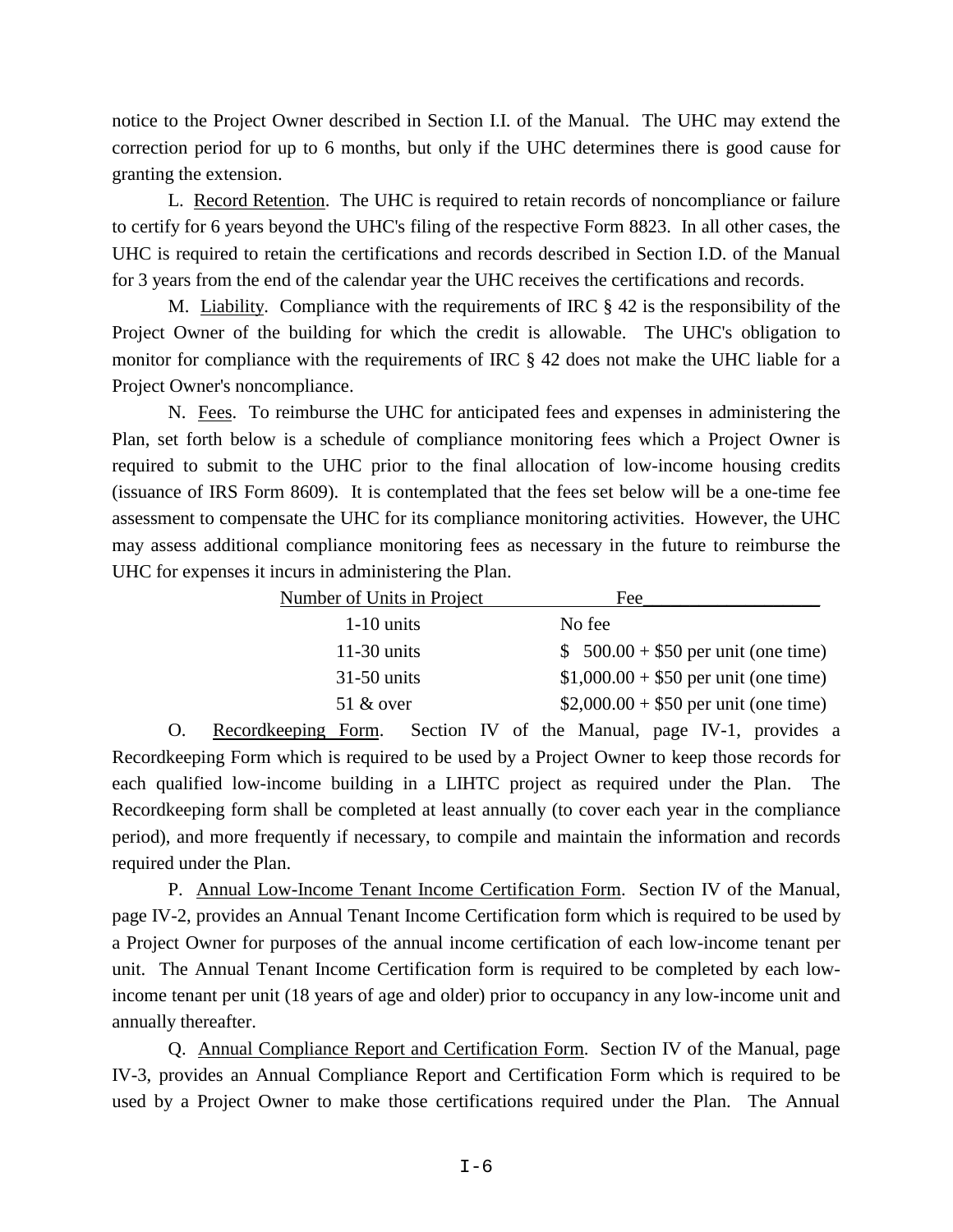notice to the Project Owner described in Section I.I. of the Manual. The UHC may extend the correction period for up to 6 months, but only if the UHC determines there is good cause for granting the extension.

L. Record Retention. The UHC is required to retain records of noncompliance or failure to certify for 6 years beyond the UHC's filing of the respective Form 8823. In all other cases, the UHC is required to retain the certifications and records described in Section I.D. of the Manual for 3 years from the end of the calendar year the UHC receives the certifications and records.

M. Liability. Compliance with the requirements of IRC § 42 is the responsibility of the Project Owner of the building for which the credit is allowable. The UHC's obligation to monitor for compliance with the requirements of IRC § 42 does not make the UHC liable for a Project Owner's noncompliance.

N. Fees. To reimburse the UHC for anticipated fees and expenses in administering the Plan, set forth below is a schedule of compliance monitoring fees which a Project Owner is required to submit to the UHC prior to the final allocation of low-income housing credits (issuance of IRS Form 8609). It is contemplated that the fees set below will be a one-time fee assessment to compensate the UHC for its compliance monitoring activities. However, the UHC may assess additional compliance monitoring fees as necessary in the future to reimburse the UHC for expenses it incurs in administering the Plan.

| Number of Units in Project | Fee |
|---|---|
| 1-10 units | No fee |
| 11-30 units | $ 500.00 + $50 per unit (one time) |
| 31-50 units | $1,000.00 + $50 per unit (one time) |
| 51 & over | $2,000.00 + $50 per unit (one time) |

O. Recordkeeping Form. Section IV of the Manual, page IV-1, provides a Recordkeeping Form which is required to be used by a Project Owner to keep those records for each qualified low-income building in a LIHTC project as required under the Plan. The Recordkeeping form shall be completed at least annually (to cover each year in the compliance period), and more frequently if necessary, to compile and maintain the information and records required under the Plan.

P. Annual Low-Income Tenant Income Certification Form. Section IV of the Manual, page IV-2, provides an Annual Tenant Income Certification form which is required to be used by a Project Owner for purposes of the annual income certification of each low-income tenant per unit. The Annual Tenant Income Certification form is required to be completed by each low-income tenant per unit (18 years of age and older) prior to occupancy in any low-income unit and annually thereafter.

Q. Annual Compliance Report and Certification Form. Section IV of the Manual, page IV-3, provides an Annual Compliance Report and Certification Form which is required to be used by a Project Owner to make those certifications required under the Plan. The Annual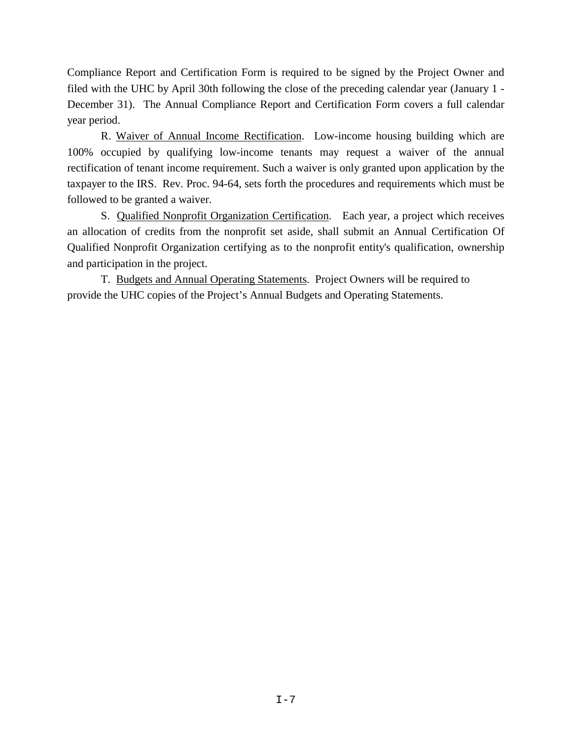Compliance Report and Certification Form is required to be signed by the Project Owner and filed with the UHC by April 30th following the close of the preceding calendar year (January 1 - December 31). The Annual Compliance Report and Certification Form covers a full calendar year period.

R. Waiver of Annual Income Rectification. Low-income housing building which are 100% occupied by qualifying low-income tenants may request a waiver of the annual rectification of tenant income requirement. Such a waiver is only granted upon application by the taxpayer to the IRS. Rev. Proc. 94-64, sets forth the procedures and requirements which must be followed to be granted a waiver.

S. Qualified Nonprofit Organization Certification. Each year, a project which receives an allocation of credits from the nonprofit set aside, shall submit an Annual Certification Of Qualified Nonprofit Organization certifying as to the nonprofit entity's qualification, ownership and participation in the project.

T. Budgets and Annual Operating Statements. Project Owners will be required to provide the UHC copies of the Project's Annual Budgets and Operating Statements.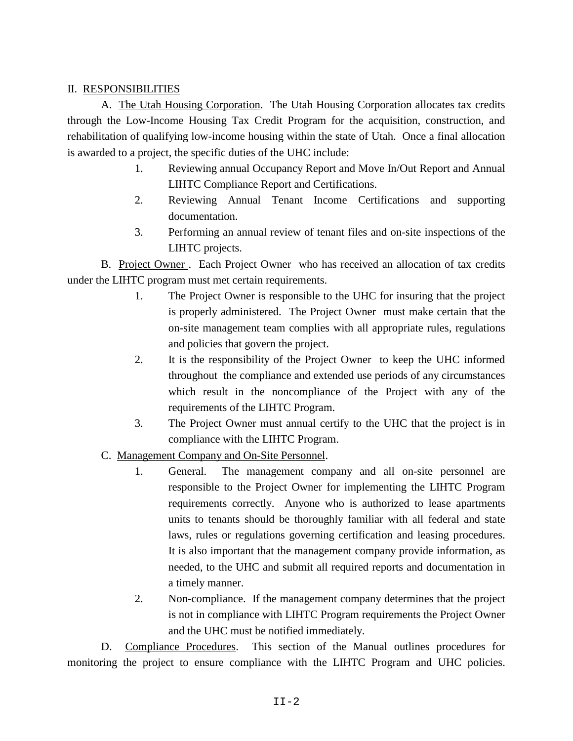## II. <u>RESPONSIBILITIES</u>

A. <u>The Utah Housing Corporation</u>. The Utah Housing Corporation allocates tax credits through the Low-Income Housing Tax Credit Program for the acquisition, construction, and rehabilitation of qualifying low-income housing within the state of Utah. Once a final allocation is awarded to a project, the specific duties of the UHC include:

1. Reviewing annual Occupancy Report and Move In/Out Report and Annual LIHTC Compliance Report and Certifications.
2. Reviewing Annual Tenant Income Certifications and supporting documentation.
3. Performing an annual review of tenant files and on-site inspections of the LIHTC projects.

B. <u>Project Owner</u>. Each Project Owner who has received an allocation of tax credits under the LIHTC program must met certain requirements.

1. The Project Owner is responsible to the UHC for insuring that the project is properly administered. The Project Owner must make certain that the on-site management team complies with all appropriate rules, regulations and policies that govern the project.
2. It is the responsibility of the Project Owner to keep the UHC informed throughout the compliance and extended use periods of any circumstances which result in the noncompliance of the Project with any of the requirements of the LIHTC Program.
3. The Project Owner must annual certify to the UHC that the project is in compliance with the LIHTC Program.

C. <u>Management Company and On-Site Personnel</u>.

1. General. The management company and all on-site personnel are responsible to the Project Owner for implementing the LIHTC Program requirements correctly. Anyone who is authorized to lease apartments units to tenants should be thoroughly familiar with all federal and state laws, rules or regulations governing certification and leasing procedures. It is also important that the management company provide information, as needed, to the UHC and submit all required reports and documentation in a timely manner.
2. Non-compliance. If the management company determines that the project is not in compliance with LIHTC Program requirements the Project Owner and the UHC must be notified immediately.

D. <u>Compliance Procedures</u>. This section of the Manual outlines procedures for monitoring the project to ensure compliance with the LIHTC Program and UHC policies.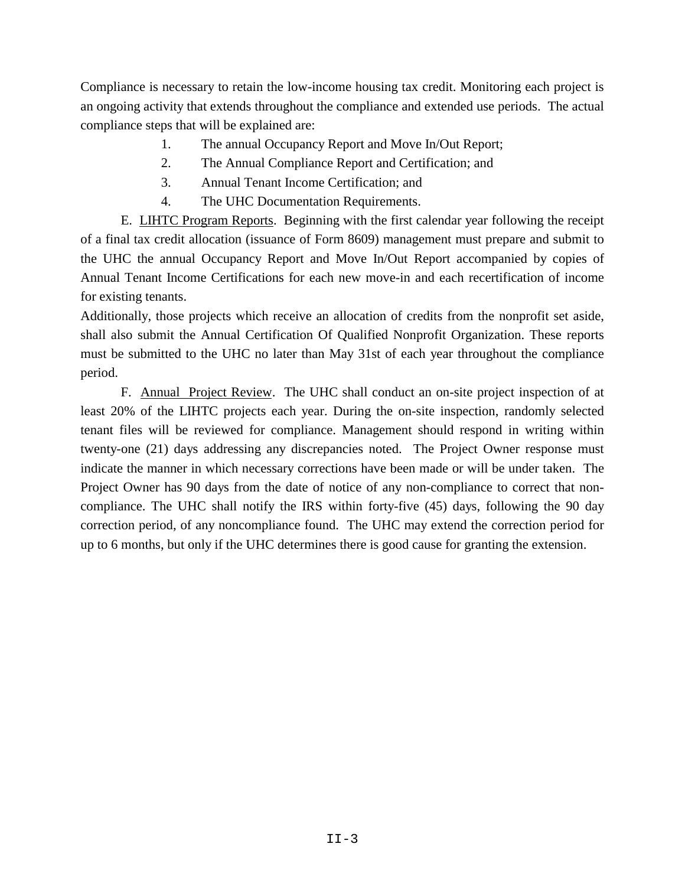Compliance is necessary to retain the low-income housing tax credit. Monitoring each project is an ongoing activity that extends throughout the compliance and extended use periods. The actual compliance steps that will be explained are:

1. The annual Occupancy Report and Move In/Out Report;
2. The Annual Compliance Report and Certification; and
3. Annual Tenant Income Certification; and
4. The UHC Documentation Requirements.

E. <u>LIHTC Program Reports</u>. Beginning with the first calendar year following the receipt of a final tax credit allocation (issuance of Form 8609) management must prepare and submit to the UHC the annual Occupancy Report and Move In/Out Report accompanied by copies of Annual Tenant Income Certifications for each new move-in and each recertification of income for existing tenants.

Additionally, those projects which receive an allocation of credits from the nonprofit set aside, shall also submit the Annual Certification Of Qualified Nonprofit Organization. These reports must be submitted to the UHC no later than May 31st of each year throughout the compliance period.

F. <u>Annual Project Review</u>. The UHC shall conduct an on-site project inspection of at least 20% of the LIHTC projects each year. During the on-site inspection, randomly selected tenant files will be reviewed for compliance. Management should respond in writing within twenty-one (21) days addressing any discrepancies noted. The Project Owner response must indicate the manner in which necessary corrections have been made or will be under taken. The Project Owner has 90 days from the date of notice of any non-compliance to correct that non-compliance. The UHC shall notify the IRS within forty-five (45) days, following the 90 day correction period, of any noncompliance found. The UHC may extend the correction period for up to 6 months, but only if the UHC determines there is good cause for granting the extension.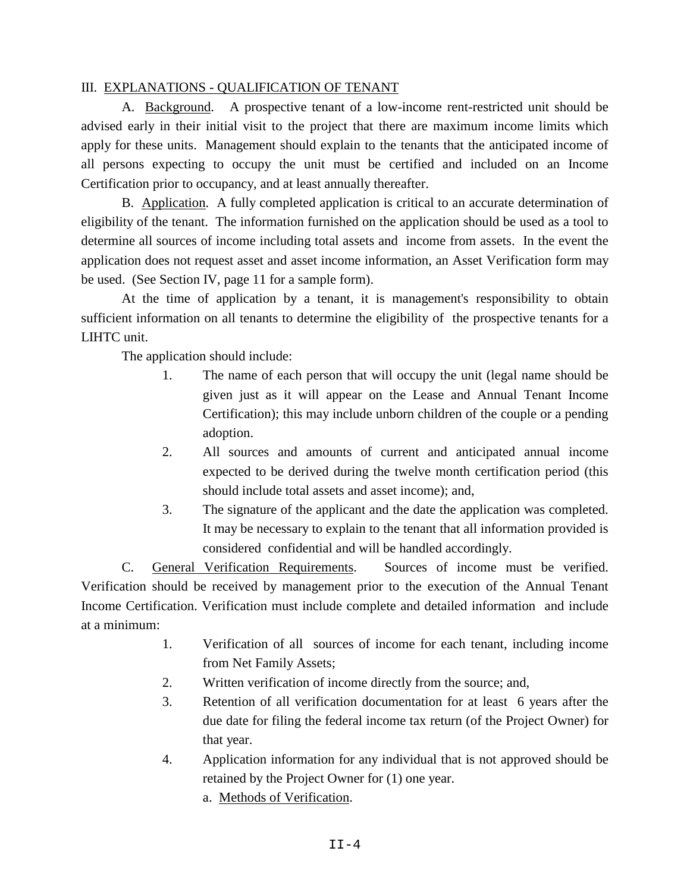III. <u>EXPLANATIONS - QUALIFICATION OF TENANT</u>

A. <u>Background</u>. A prospective tenant of a low-income rent-restricted unit should be advised early in their initial visit to the project that there are maximum income limits which apply for these units. Management should explain to the tenants that the anticipated income of all persons expecting to occupy the unit must be certified and included on an Income Certification prior to occupancy, and at least annually thereafter.

B. <u>Application</u>. A fully completed application is critical to an accurate determination of eligibility of the tenant. The information furnished on the application should be used as a tool to determine all sources of income including total assets and income from assets. In the event the application does not request asset and asset income information, an Asset Verification form may be used. (See Section IV, page 11 for a sample form).

At the time of application by a tenant, it is management's responsibility to obtain sufficient information on all tenants to determine the eligibility of the prospective tenants for a LIHTC unit.

The application should include:

1. The name of each person that will occupy the unit (legal name should be given just as it will appear on the Lease and Annual Tenant Income Certification); this may include unborn children of the couple or a pending adoption.
2. All sources and amounts of current and anticipated annual income expected to be derived during the twelve month certification period (this should include total assets and asset income); and,
3. The signature of the applicant and the date the application was completed. It may be necessary to explain to the tenant that all information provided is considered confidential and will be handled accordingly.

C. <u>General Verification Requirements</u>. Sources of income must be verified. Verification should be received by management prior to the execution of the Annual Tenant Income Certification. Verification must include complete and detailed information and include at a minimum:

1. Verification of all sources of income for each tenant, including income from Net Family Assets;
2. Written verification of income directly from the source; and,
3. Retention of all verification documentation for at least 6 years after the due date for filing the federal income tax return (of the Project Owner) for that year.
4. Application information for any individual that is not approved should be retained by the Project Owner for (1) one year.

   a. <u>Methods of Verification</u>.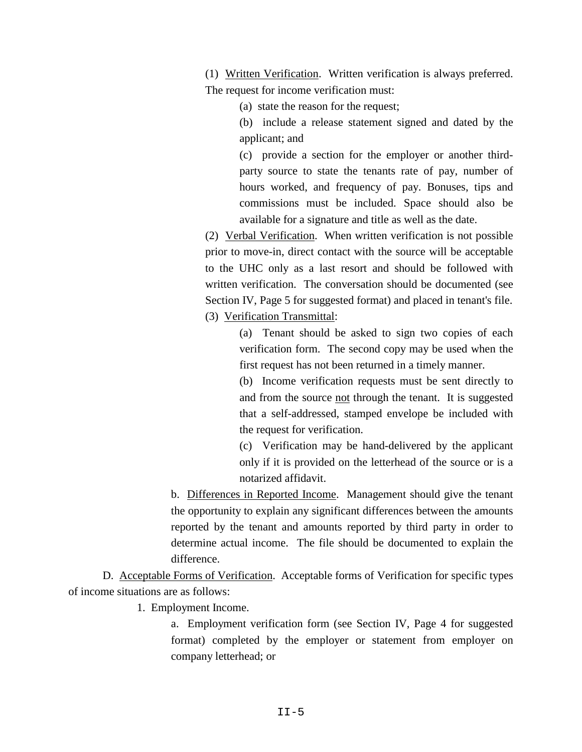(1) Written Verification. Written verification is always preferred. The request for income verification must:

(a) state the reason for the request;

(b) include a release statement signed and dated by the applicant; and

(c) provide a section for the employer or another third-party source to state the tenants rate of pay, number of hours worked, and frequency of pay. Bonuses, tips and commissions must be included. Space should also be available for a signature and title as well as the date.

(2) Verbal Verification. When written verification is not possible prior to move-in, direct contact with the source will be acceptable to the UHC only as a last resort and should be followed with written verification. The conversation should be documented (see Section IV, Page 5 for suggested format) and placed in tenant's file.

(3) Verification Transmittal:

(a) Tenant should be asked to sign two copies of each verification form. The second copy may be used when the first request has not been returned in a timely manner.

(b) Income verification requests must be sent directly to and from the source not through the tenant. It is suggested that a self-addressed, stamped envelope be included with the request for verification.

(c) Verification may be hand-delivered by the applicant only if it is provided on the letterhead of the source or is a notarized affidavit.

b. Differences in Reported Income. Management should give the tenant the opportunity to explain any significant differences between the amounts reported by the tenant and amounts reported by third party in order to determine actual income. The file should be documented to explain the difference.

D. Acceptable Forms of Verification. Acceptable forms of Verification for specific types of income situations are as follows:

1. Employment Income.

a. Employment verification form (see Section IV, Page 4 for suggested format) completed by the employer or statement from employer on company letterhead; or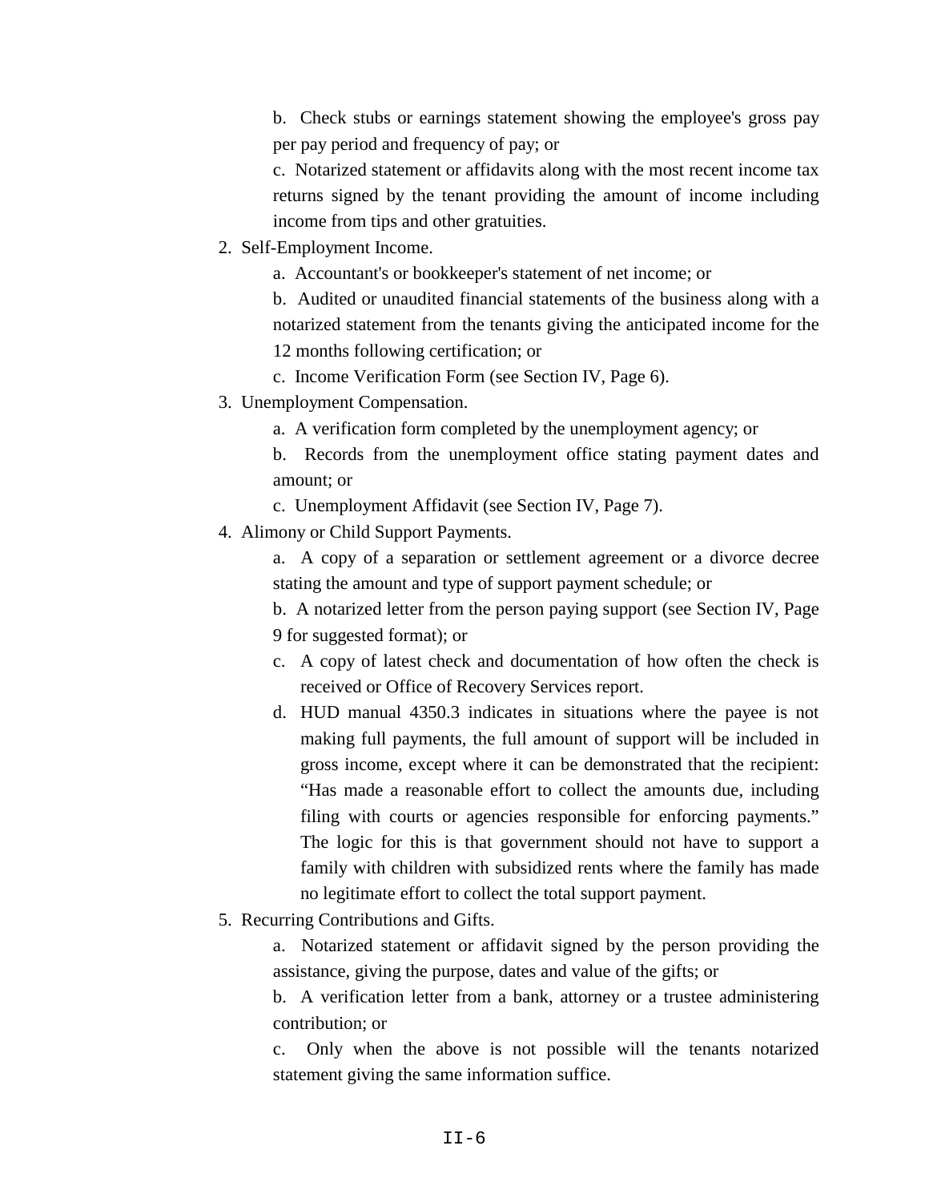b. Check stubs or earnings statement showing the employee's gross pay per pay period and frequency of pay; or

c. Notarized statement or affidavits along with the most recent income tax returns signed by the tenant providing the amount of income including income from tips and other gratuities.

2. Self-Employment Income.

   a. Accountant's or bookkeeper's statement of net income; or

   b. Audited or unaudited financial statements of the business along with a notarized statement from the tenants giving the anticipated income for the 12 months following certification; or

   c. Income Verification Form (see Section IV, Page 6).

3. Unemployment Compensation.

   a. A verification form completed by the unemployment agency; or

   b. Records from the unemployment office stating payment dates and amount; or

   c. Unemployment Affidavit (see Section IV, Page 7).

4. Alimony or Child Support Payments.

   a. A copy of a separation or settlement agreement or a divorce decree stating the amount and type of support payment schedule; or

   b. A notarized letter from the person paying support (see Section IV, Page 9 for suggested format); or

   c. A copy of latest check and documentation of how often the check is received or Office of Recovery Services report.

   d. HUD manual 4350.3 indicates in situations where the payee is not making full payments, the full amount of support will be included in gross income, except where it can be demonstrated that the recipient: "Has made a reasonable effort to collect the amounts due, including filing with courts or agencies responsible for enforcing payments." The logic for this is that government should not have to support a family with children with subsidized rents where the family has made no legitimate effort to collect the total support payment.

5. Recurring Contributions and Gifts.

   a. Notarized statement or affidavit signed by the person providing the assistance, giving the purpose, dates and value of the gifts; or

   b. A verification letter from a bank, attorney or a trustee administering contribution; or

   c. Only when the above is not possible will the tenants notarized statement giving the same information suffice.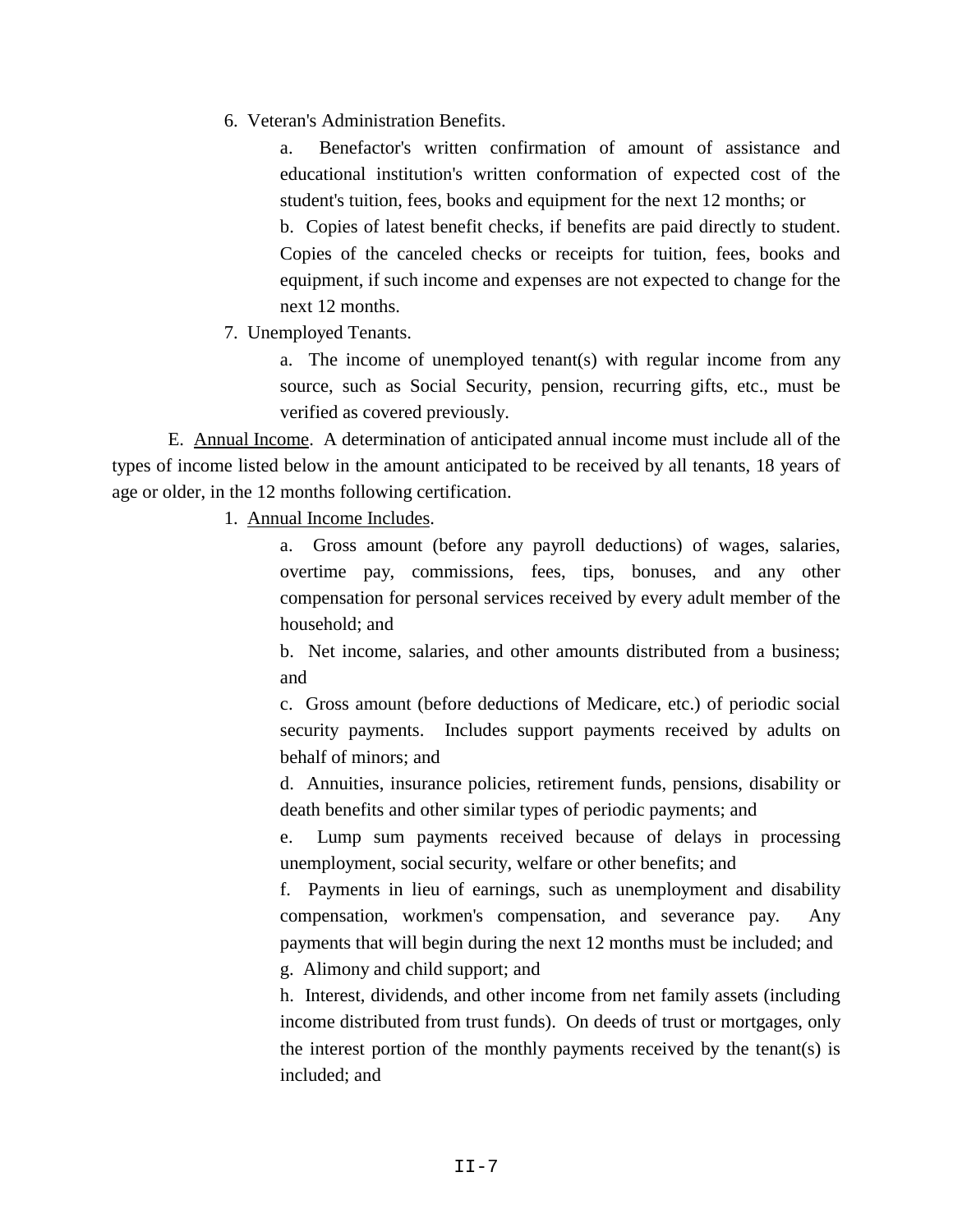6. Veteran's Administration Benefits.

   a. Benefactor's written confirmation of amount of assistance and educational institution's written conformation of expected cost of the student's tuition, fees, books and equipment for the next 12 months; or

   b. Copies of latest benefit checks, if benefits are paid directly to student. Copies of the canceled checks or receipts for tuition, fees, books and equipment, if such income and expenses are not expected to change for the next 12 months.

7. Unemployed Tenants.

   a. The income of unemployed tenant(s) with regular income from any source, such as Social Security, pension, recurring gifts, etc., must be verified as covered previously.

E. Annual Income. A determination of anticipated annual income must include all of the types of income listed below in the amount anticipated to be received by all tenants, 18 years of age or older, in the 12 months following certification.

1. Annual Income Includes.

   a. Gross amount (before any payroll deductions) of wages, salaries, overtime pay, commissions, fees, tips, bonuses, and any other compensation for personal services received by every adult member of the household; and

   b. Net income, salaries, and other amounts distributed from a business; and

   c. Gross amount (before deductions of Medicare, etc.) of periodic social security payments. Includes support payments received by adults on behalf of minors; and

   d. Annuities, insurance policies, retirement funds, pensions, disability or death benefits and other similar types of periodic payments; and

   e. Lump sum payments received because of delays in processing unemployment, social security, welfare or other benefits; and

   f. Payments in lieu of earnings, such as unemployment and disability compensation, workmen's compensation, and severance pay. Any payments that will begin during the next 12 months must be included; and

   g. Alimony and child support; and

   h. Interest, dividends, and other income from net family assets (including income distributed from trust funds). On deeds of trust or mortgages, only the interest portion of the monthly payments received by the tenant(s) is included; and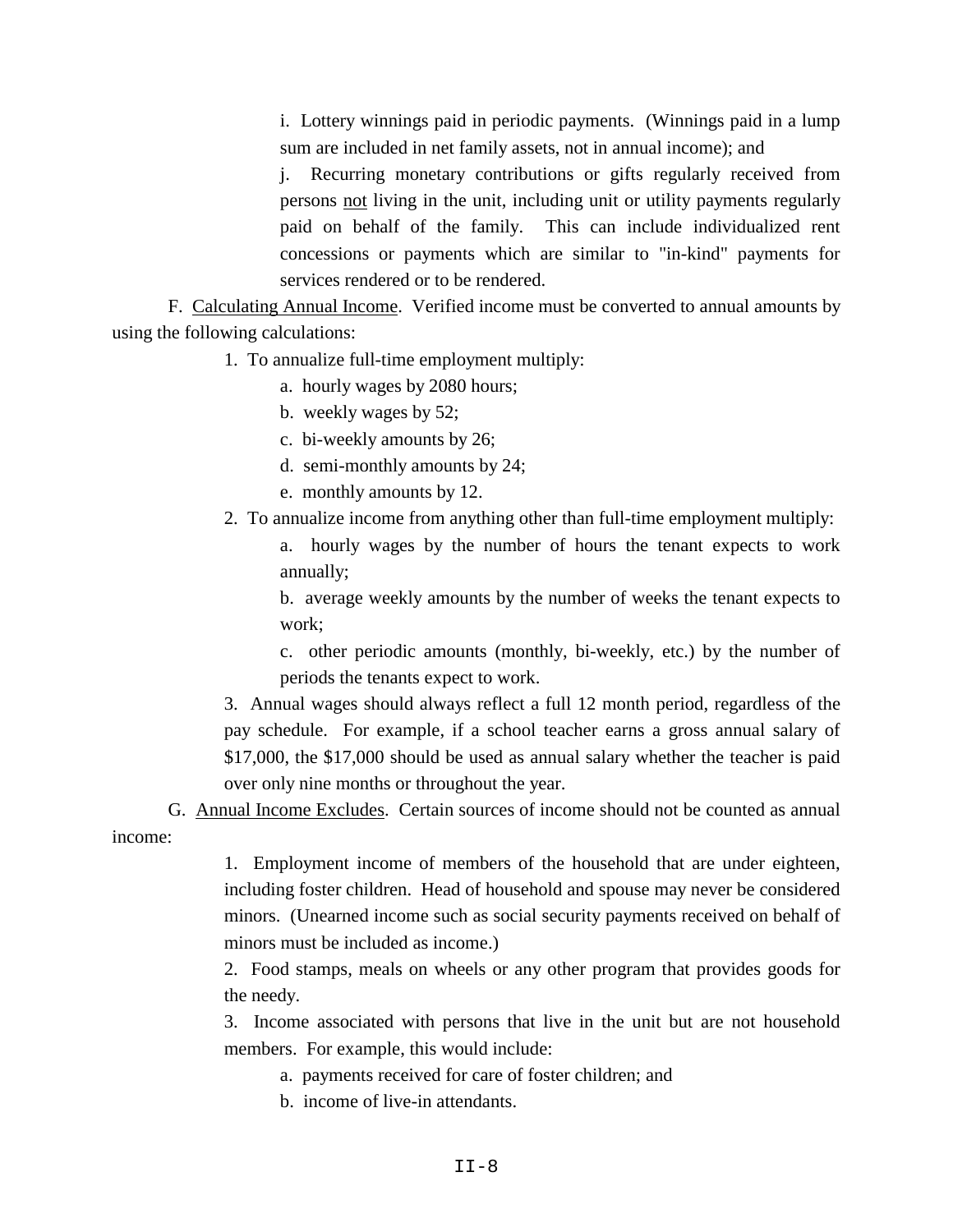i. Lottery winnings paid in periodic payments. (Winnings paid in a lump sum are included in net family assets, not in annual income); and

j. Recurring monetary contributions or gifts regularly received from persons <u>not</u> living in the unit, including unit or utility payments regularly paid on behalf of the family. This can include individualized rent concessions or payments which are similar to "in-kind" payments for services rendered or to be rendered.

F. <u>Calculating Annual Income</u>. Verified income must be converted to annual amounts by using the following calculations:

1. To annualize full-time employment multiply:
   - a. hourly wages by 2080 hours;
   - b. weekly wages by 52;
   - c. bi-weekly amounts by 26;
   - d. semi-monthly amounts by 24;
   - e. monthly amounts by 12.

2. To annualize income from anything other than full-time employment multiply:
   - a. hourly wages by the number of hours the tenant expects to work annually;
   - b. average weekly amounts by the number of weeks the tenant expects to work;
   - c. other periodic amounts (monthly, bi-weekly, etc.) by the number of periods the tenants expect to work.

3. Annual wages should always reflect a full 12 month period, regardless of the pay schedule. For example, if a school teacher earns a gross annual salary of $17,000, the $17,000 should be used as annual salary whether the teacher is paid over only nine months or throughout the year.

G. <u>Annual Income Excludes</u>. Certain sources of income should not be counted as annual income:

1. Employment income of members of the household that are under eighteen, including foster children. Head of household and spouse may never be considered minors. (Unearned income such as social security payments received on behalf of minors must be included as income.)

2. Food stamps, meals on wheels or any other program that provides goods for the needy.

3. Income associated with persons that live in the unit but are not household members. For example, this would include:
   - a. payments received for care of foster children; and
   - b. income of live-in attendants.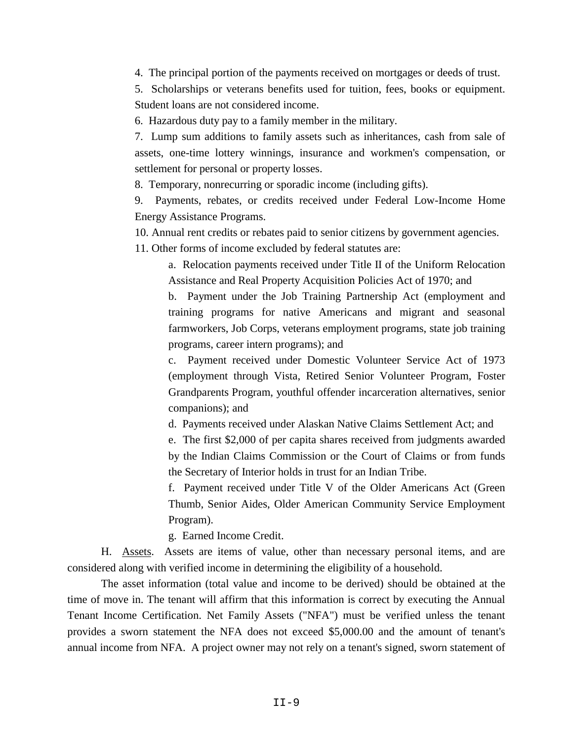4. The principal portion of the payments received on mortgages or deeds of trust.

5. Scholarships or veterans benefits used for tuition, fees, books or equipment. Student loans are not considered income.

6. Hazardous duty pay to a family member in the military.

7. Lump sum additions to family assets such as inheritances, cash from sale of assets, one-time lottery winnings, insurance and workmen's compensation, or settlement for personal or property losses.

8. Temporary, nonrecurring or sporadic income (including gifts).

9. Payments, rebates, or credits received under Federal Low-Income Home Energy Assistance Programs.

10. Annual rent credits or rebates paid to senior citizens by government agencies.

11. Other forms of income excluded by federal statutes are:

   a. Relocation payments received under Title II of the Uniform Relocation Assistance and Real Property Acquisition Policies Act of 1970; and

   b. Payment under the Job Training Partnership Act (employment and training programs for native Americans and migrant and seasonal farmworkers, Job Corps, veterans employment programs, state job training programs, career intern programs); and

   c. Payment received under Domestic Volunteer Service Act of 1973 (employment through Vista, Retired Senior Volunteer Program, Foster Grandparents Program, youthful offender incarceration alternatives, senior companions); and

   d. Payments received under Alaskan Native Claims Settlement Act; and

   e. The first $2,000 of per capita shares received from judgments awarded by the Indian Claims Commission or the Court of Claims or from funds the Secretary of Interior holds in trust for an Indian Tribe.

   f. Payment received under Title V of the Older Americans Act (Green Thumb, Senior Aides, Older American Community Service Employment Program).

   g. Earned Income Credit.

H. Assets. Assets are items of value, other than necessary personal items, and are considered along with verified income in determining the eligibility of a household.

The asset information (total value and income to be derived) should be obtained at the time of move in. The tenant will affirm that this information is correct by executing the Annual Tenant Income Certification. Net Family Assets ("NFA") must be verified unless the tenant provides a sworn statement the NFA does not exceed $5,000.00 and the amount of tenant's annual income from NFA. A project owner may not rely on a tenant's signed, sworn statement of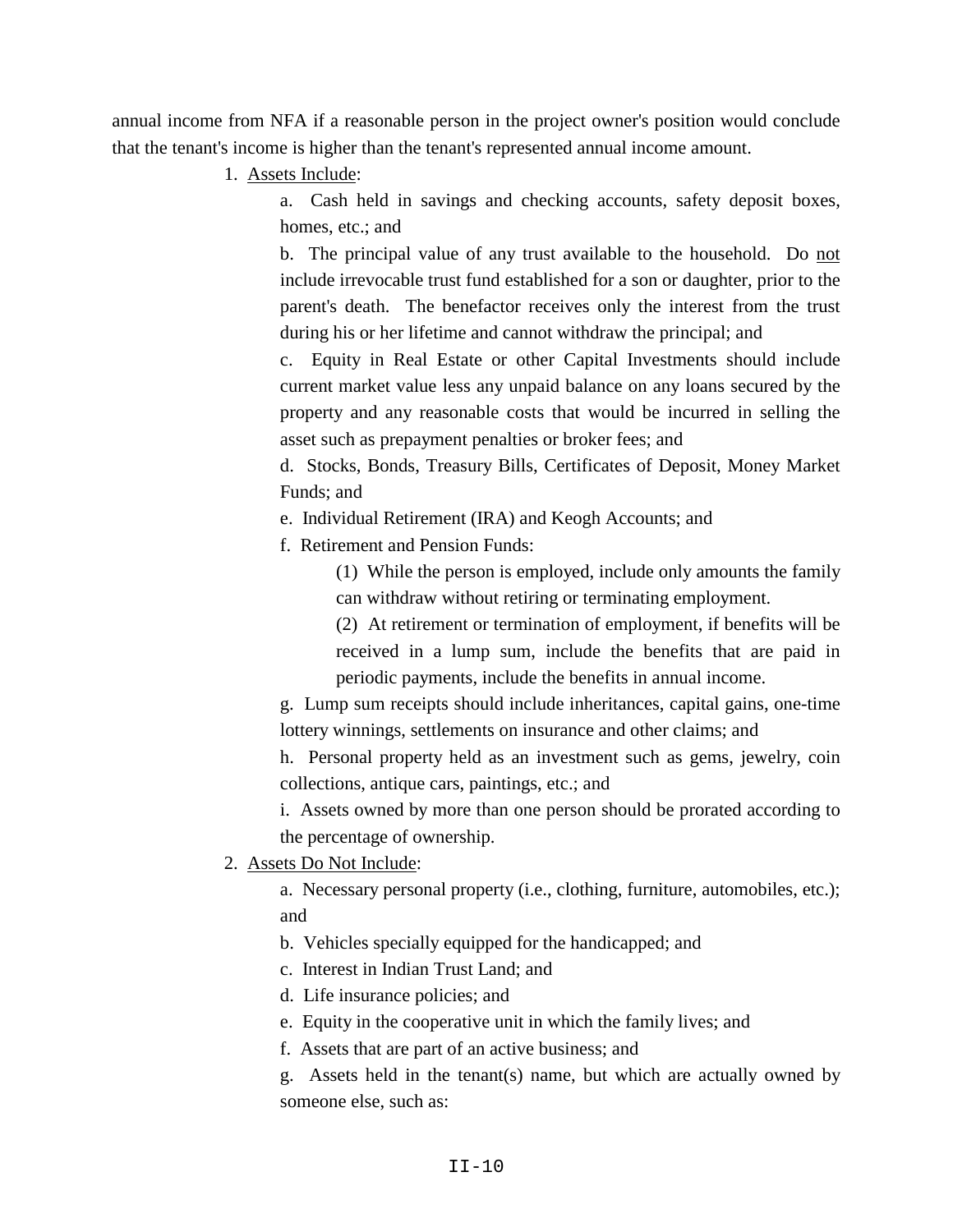annual income from NFA if a reasonable person in the project owner's position would conclude that the tenant's income is higher than the tenant's represented annual income amount.

1. <u>Assets Include</u>:

   a. Cash held in savings and checking accounts, safety deposit boxes, homes, etc.; and

   b. The principal value of any trust available to the household. Do <u>not</u> include irrevocable trust fund established for a son or daughter, prior to the parent's death. The benefactor receives only the interest from the trust during his or her lifetime and cannot withdraw the principal; and

   c. Equity in Real Estate or other Capital Investments should include current market value less any unpaid balance on any loans secured by the property and any reasonable costs that would be incurred in selling the asset such as prepayment penalties or broker fees; and

   d. Stocks, Bonds, Treasury Bills, Certificates of Deposit, Money Market Funds; and

   e. Individual Retirement (IRA) and Keogh Accounts; and

   f. Retirement and Pension Funds:

      (1) While the person is employed, include only amounts the family can withdraw without retiring or terminating employment.

      (2) At retirement or termination of employment, if benefits will be received in a lump sum, include the benefits that are paid in periodic payments, include the benefits in annual income.

   g. Lump sum receipts should include inheritances, capital gains, one-time lottery winnings, settlements on insurance and other claims; and

   h. Personal property held as an investment such as gems, jewelry, coin collections, antique cars, paintings, etc.; and

   i. Assets owned by more than one person should be prorated according to the percentage of ownership.

2. <u>Assets Do Not Include</u>:

   a. Necessary personal property (i.e., clothing, furniture, automobiles, etc.); and

   b. Vehicles specially equipped for the handicapped; and

   c. Interest in Indian Trust Land; and

   d. Life insurance policies; and

   e. Equity in the cooperative unit in which the family lives; and

   f. Assets that are part of an active business; and

   g. Assets held in the tenant(s) name, but which are actually owned by someone else, such as: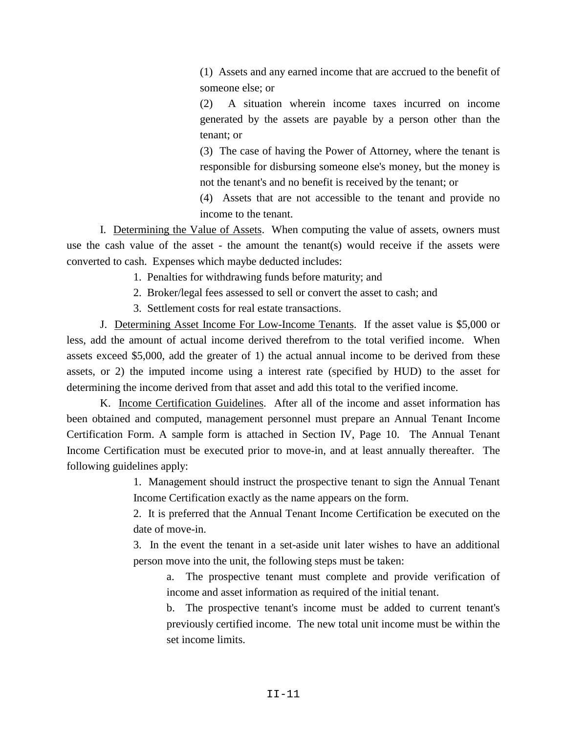(1) Assets and any earned income that are accrued to the benefit of someone else; or

(2) A situation wherein income taxes incurred on income generated by the assets are payable by a person other than the tenant; or

(3) The case of having the Power of Attorney, where the tenant is responsible for disbursing someone else's money, but the money is not the tenant's and no benefit is received by the tenant; or

(4) Assets that are not accessible to the tenant and provide no income to the tenant.

I. Determining the Value of Assets. When computing the value of assets, owners must use the cash value of the asset - the amount the tenant(s) would receive if the assets were converted to cash. Expenses which maybe deducted includes:

1. Penalties for withdrawing funds before maturity; and
2. Broker/legal fees assessed to sell or convert the asset to cash; and
3. Settlement costs for real estate transactions.

J. Determining Asset Income For Low-Income Tenants. If the asset value is $5,000 or less, add the amount of actual income derived therefrom to the total verified income. When assets exceed $5,000, add the greater of 1) the actual annual income to be derived from these assets, or 2) the imputed income using a interest rate (specified by HUD) to the asset for determining the income derived from that asset and add this total to the verified income.

K. Income Certification Guidelines. After all of the income and asset information has been obtained and computed, management personnel must prepare an Annual Tenant Income Certification Form. A sample form is attached in Section IV, Page 10. The Annual Tenant Income Certification must be executed prior to move-in, and at least annually thereafter. The following guidelines apply:

1. Management should instruct the prospective tenant to sign the Annual Tenant Income Certification exactly as the name appears on the form.
2. It is preferred that the Annual Tenant Income Certification be executed on the date of move-in.
3. In the event the tenant in a set-aside unit later wishes to have an additional person move into the unit, the following steps must be taken:
    a. The prospective tenant must complete and provide verification of income and asset information as required of the initial tenant.
    b. The prospective tenant's income must be added to current tenant's previously certified income. The new total unit income must be within the set income limits.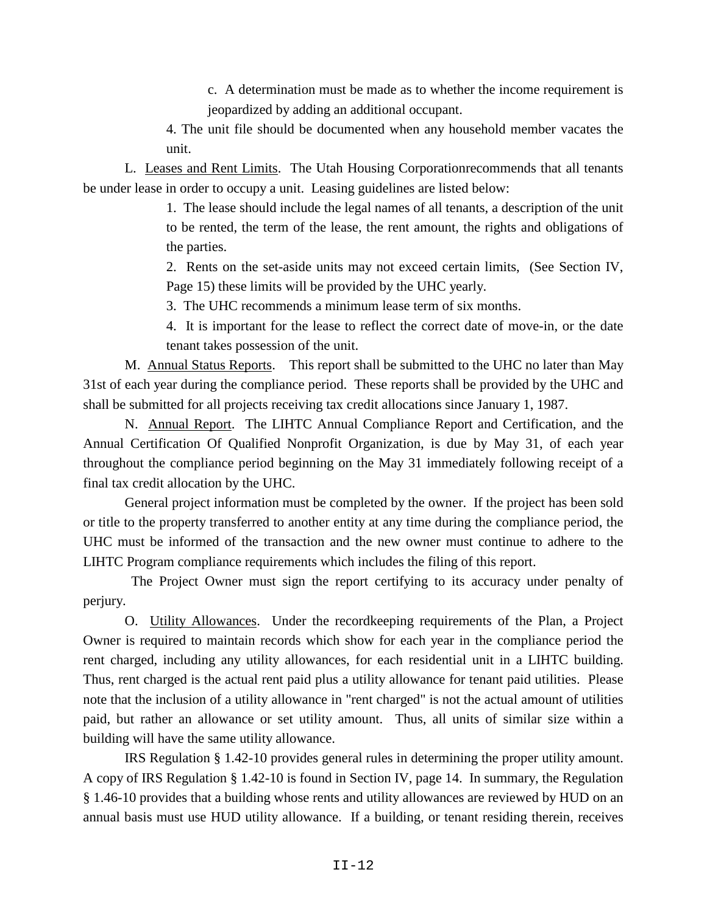c. A determination must be made as to whether the income requirement is jeopardized by adding an additional occupant.

4. The unit file should be documented when any household member vacates the unit.

L. Leases and Rent Limits. The Utah Housing Corporationrecommends that all tenants be under lease in order to occupy a unit. Leasing guidelines are listed below:

1. The lease should include the legal names of all tenants, a description of the unit to be rented, the term of the lease, the rent amount, the rights and obligations of the parties.

2. Rents on the set-aside units may not exceed certain limits, (See Section IV, Page 15) these limits will be provided by the UHC yearly.

3. The UHC recommends a minimum lease term of six months.

4. It is important for the lease to reflect the correct date of move-in, or the date tenant takes possession of the unit.

M. Annual Status Reports. This report shall be submitted to the UHC no later than May 31st of each year during the compliance period. These reports shall be provided by the UHC and shall be submitted for all projects receiving tax credit allocations since January 1, 1987.

N. Annual Report. The LIHTC Annual Compliance Report and Certification, and the Annual Certification Of Qualified Nonprofit Organization, is due by May 31, of each year throughout the compliance period beginning on the May 31 immediately following receipt of a final tax credit allocation by the UHC.

General project information must be completed by the owner. If the project has been sold or title to the property transferred to another entity at any time during the compliance period, the UHC must be informed of the transaction and the new owner must continue to adhere to the LIHTC Program compliance requirements which includes the filing of this report.

The Project Owner must sign the report certifying to its accuracy under penalty of perjury.

O. Utility Allowances. Under the recordkeeping requirements of the Plan, a Project Owner is required to maintain records which show for each year in the compliance period the rent charged, including any utility allowances, for each residential unit in a LIHTC building. Thus, rent charged is the actual rent paid plus a utility allowance for tenant paid utilities. Please note that the inclusion of a utility allowance in "rent charged" is not the actual amount of utilities paid, but rather an allowance or set utility amount. Thus, all units of similar size within a building will have the same utility allowance.

IRS Regulation § 1.42-10 provides general rules in determining the proper utility amount. A copy of IRS Regulation § 1.42-10 is found in Section IV, page 14. In summary, the Regulation § 1.46-10 provides that a building whose rents and utility allowances are reviewed by HUD on an annual basis must use HUD utility allowance. If a building, or tenant residing therein, receives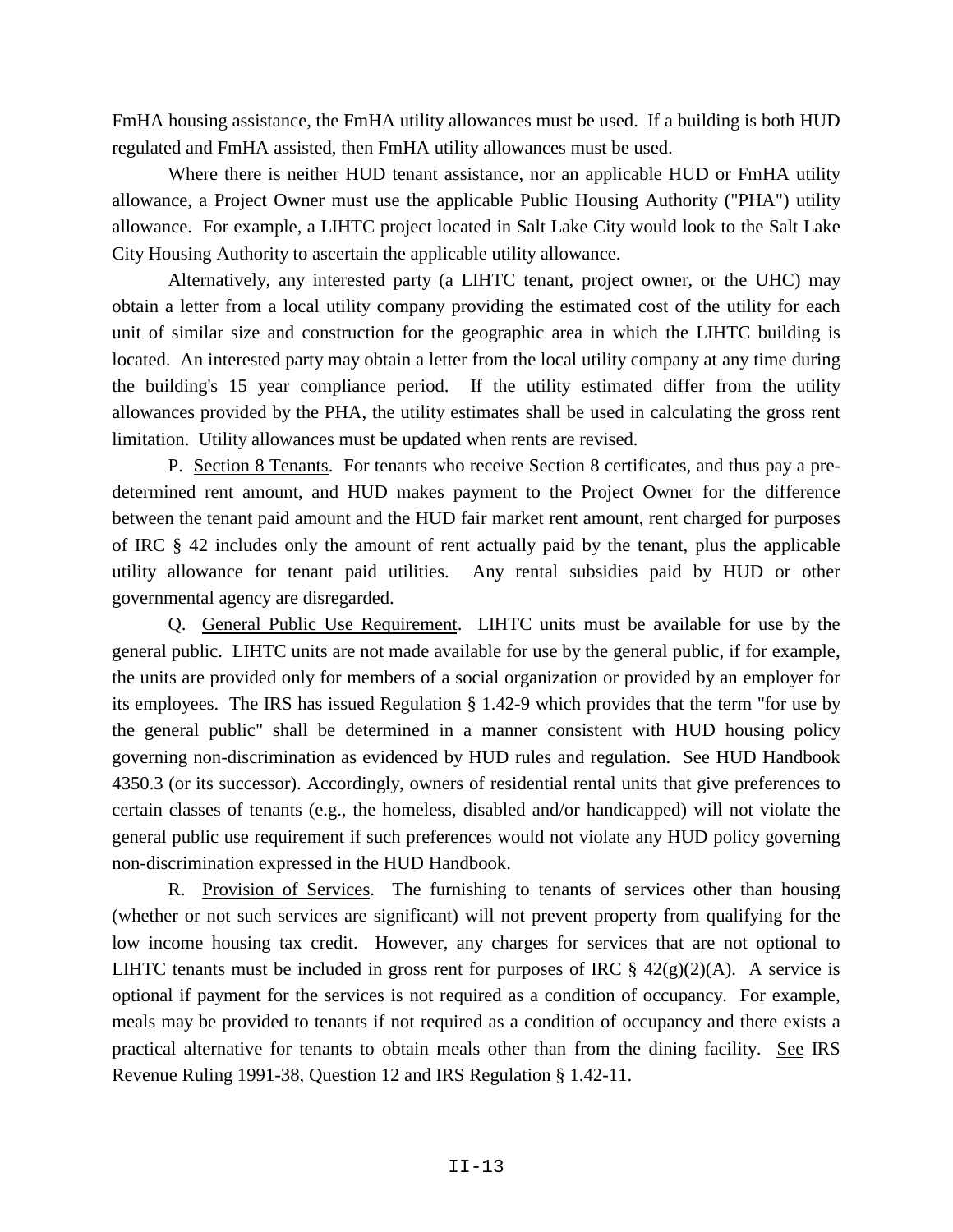FmHA housing assistance, the FmHA utility allowances must be used. If a building is both HUD regulated and FmHA assisted, then FmHA utility allowances must be used.

Where there is neither HUD tenant assistance, nor an applicable HUD or FmHA utility allowance, a Project Owner must use the applicable Public Housing Authority ("PHA") utility allowance. For example, a LIHTC project located in Salt Lake City would look to the Salt Lake City Housing Authority to ascertain the applicable utility allowance.

Alternatively, any interested party (a LIHTC tenant, project owner, or the UHC) may obtain a letter from a local utility company providing the estimated cost of the utility for each unit of similar size and construction for the geographic area in which the LIHTC building is located. An interested party may obtain a letter from the local utility company at any time during the building's 15 year compliance period. If the utility estimated differ from the utility allowances provided by the PHA, the utility estimates shall be used in calculating the gross rent limitation. Utility allowances must be updated when rents are revised.

P. Section 8 Tenants. For tenants who receive Section 8 certificates, and thus pay a pre-determined rent amount, and HUD makes payment to the Project Owner for the difference between the tenant paid amount and the HUD fair market rent amount, rent charged for purposes of IRC § 42 includes only the amount of rent actually paid by the tenant, plus the applicable utility allowance for tenant paid utilities. Any rental subsidies paid by HUD or other governmental agency are disregarded.

Q. General Public Use Requirement. LIHTC units must be available for use by the general public. LIHTC units are not made available for use by the general public, if for example, the units are provided only for members of a social organization or provided by an employer for its employees. The IRS has issued Regulation § 1.42-9 which provides that the term "for use by the general public" shall be determined in a manner consistent with HUD housing policy governing non-discrimination as evidenced by HUD rules and regulation. See HUD Handbook 4350.3 (or its successor). Accordingly, owners of residential rental units that give preferences to certain classes of tenants (e.g., the homeless, disabled and/or handicapped) will not violate the general public use requirement if such preferences would not violate any HUD policy governing non-discrimination expressed in the HUD Handbook.

R. Provision of Services. The furnishing to tenants of services other than housing (whether or not such services are significant) will not prevent property from qualifying for the low income housing tax credit. However, any charges for services that are not optional to LIHTC tenants must be included in gross rent for purposes of IRC § 42(g)(2)(A). A service is optional if payment for the services is not required as a condition of occupancy. For example, meals may be provided to tenants if not required as a condition of occupancy and there exists a practical alternative for tenants to obtain meals other than from the dining facility. See IRS Revenue Ruling 1991-38, Question 12 and IRS Regulation § 1.42-11.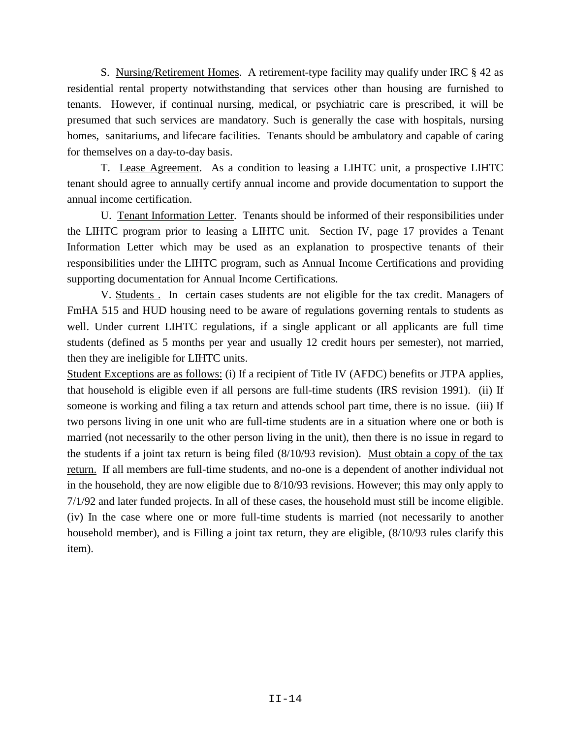S. Nursing/Retirement Homes. A retirement-type facility may qualify under IRC § 42 as residential rental property notwithstanding that services other than housing are furnished to tenants. However, if continual nursing, medical, or psychiatric care is prescribed, it will be presumed that such services are mandatory. Such is generally the case with hospitals, nursing homes, sanitariums, and lifecare facilities. Tenants should be ambulatory and capable of caring for themselves on a day-to-day basis.

T. Lease Agreement. As a condition to leasing a LIHTC unit, a prospective LIHTC tenant should agree to annually certify annual income and provide documentation to support the annual income certification.

U. Tenant Information Letter. Tenants should be informed of their responsibilities under the LIHTC program prior to leasing a LIHTC unit. Section IV, page 17 provides a Tenant Information Letter which may be used as an explanation to prospective tenants of their responsibilities under the LIHTC program, such as Annual Income Certifications and providing supporting documentation for Annual Income Certifications.

V. Students . In certain cases students are not eligible for the tax credit. Managers of FmHA 515 and HUD housing need to be aware of regulations governing rentals to students as well. Under current LIHTC regulations, if a single applicant or all applicants are full time students (defined as 5 months per year and usually 12 credit hours per semester), not married, then they are ineligible for LIHTC units.

Student Exceptions are as follows: (i) If a recipient of Title IV (AFDC) benefits or JTPA applies, that household is eligible even if all persons are full-time students (IRS revision 1991). (ii) If someone is working and filing a tax return and attends school part time, there is no issue. (iii) If two persons living in one unit who are full-time students are in a situation where one or both is married (not necessarily to the other person living in the unit), then there is no issue in regard to the students if a joint tax return is being filed (8/10/93 revision). Must obtain a copy of the tax return. If all members are full-time students, and no-one is a dependent of another individual not in the household, they are now eligible due to 8/10/93 revisions. However; this may only apply to 7/1/92 and later funded projects. In all of these cases, the household must still be income eligible. (iv) In the case where one or more full-time students is married (not necessarily to another household member), and is Filling a joint tax return, they are eligible, (8/10/93 rules clarify this item).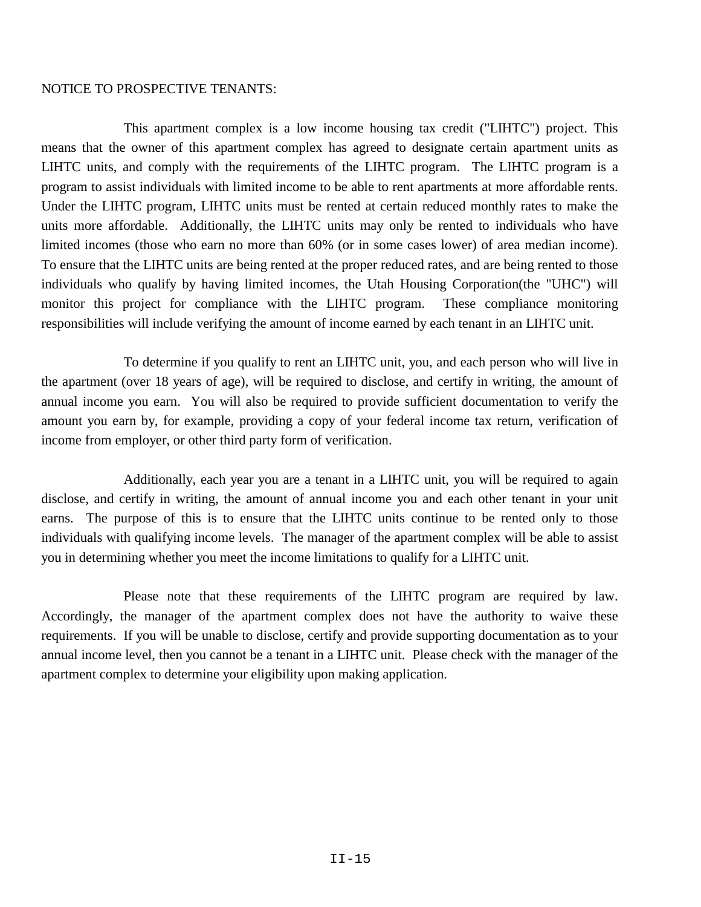NOTICE TO PROSPECTIVE TENANTS:

This apartment complex is a low income housing tax credit ("LIHTC") project. This means that the owner of this apartment complex has agreed to designate certain apartment units as LIHTC units, and comply with the requirements of the LIHTC program. The LIHTC program is a program to assist individuals with limited income to be able to rent apartments at more affordable rents. Under the LIHTC program, LIHTC units must be rented at certain reduced monthly rates to make the units more affordable. Additionally, the LIHTC units may only be rented to individuals who have limited incomes (those who earn no more than 60% (or in some cases lower) of area median income). To ensure that the LIHTC units are being rented at the proper reduced rates, and are being rented to those individuals who qualify by having limited incomes, the Utah Housing Corporation(the "UHC") will monitor this project for compliance with the LIHTC program. These compliance monitoring responsibilities will include verifying the amount of income earned by each tenant in an LIHTC unit.

To determine if you qualify to rent an LIHTC unit, you, and each person who will live in the apartment (over 18 years of age), will be required to disclose, and certify in writing, the amount of annual income you earn. You will also be required to provide sufficient documentation to verify the amount you earn by, for example, providing a copy of your federal income tax return, verification of income from employer, or other third party form of verification.

Additionally, each year you are a tenant in a LIHTC unit, you will be required to again disclose, and certify in writing, the amount of annual income you and each other tenant in your unit earns. The purpose of this is to ensure that the LIHTC units continue to be rented only to those individuals with qualifying income levels. The manager of the apartment complex will be able to assist you in determining whether you meet the income limitations to qualify for a LIHTC unit.

Please note that these requirements of the LIHTC program are required by law. Accordingly, the manager of the apartment complex does not have the authority to waive these requirements. If you will be unable to disclose, certify and provide supporting documentation as to your annual income level, then you cannot be a tenant in a LIHTC unit. Please check with the manager of the apartment complex to determine your eligibility upon making application.